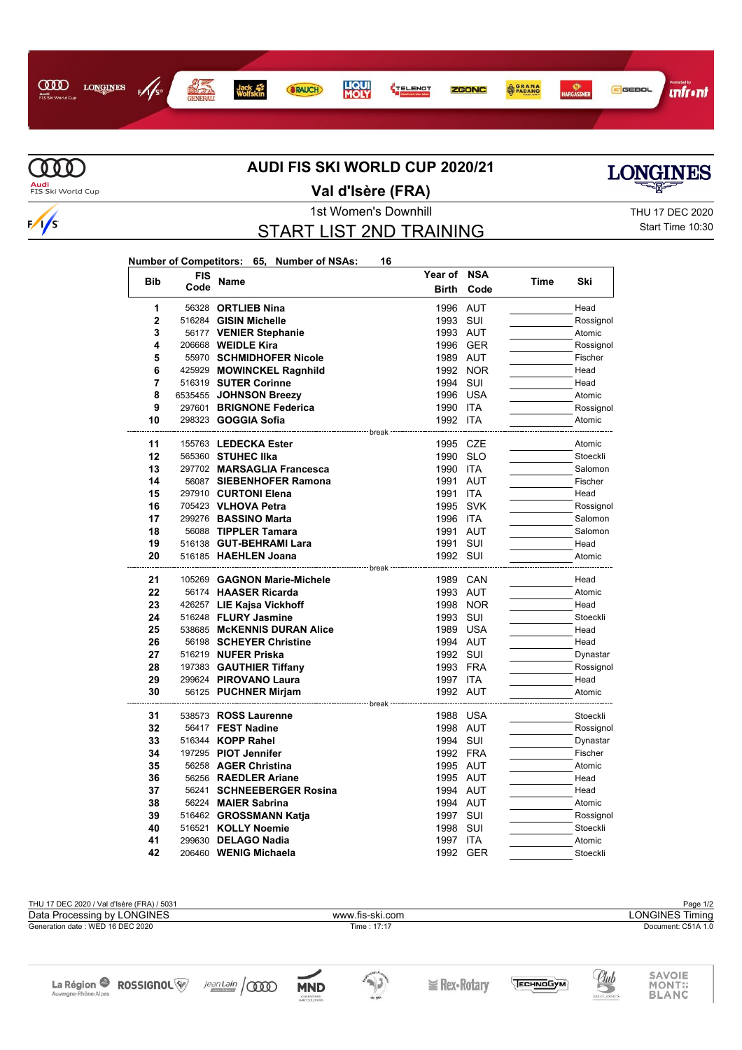# AUDI FIS SKI WORLD CUP 2020/21

## Val d'Isère (FRA)

1st Women's Downhill

THU 17 DEC 2020

Start Time 10:30

## START LIST 2ND TRAINING

**Number of Competitors: 65, Number of NSAs: 16**

| Bib | FIS Code | Name | Year of Birth | NSA Code | Time | Ski |
|---|---|---|---|---|---|---|
| 1 | 56328 | **ORTLIEB Nina** | 1996 | AUT | | Head |
| 2 | 516284 | **GISIN Michelle** | 1993 | SUI | | Rossignol |
| 3 | 56177 | **VENIER Stephanie** | 1993 | AUT | | Atomic |
| 4 | 206668 | **WEIDLE Kira** | 1996 | GER | | Rossignol |
| 5 | 55970 | **SCHMIDHOFER Nicole** | 1989 | AUT | | Fischer |
| 6 | 425929 | **MOWINCKEL Ragnhild** | 1992 | NOR | | Head |
| 7 | 516319 | **SUTER Corinne** | 1994 | SUI | | Head |
| 8 | 6535455 | **JOHNSON Breezy** | 1996 | USA | | Atomic |
| 9 | 297601 | **BRIGNONE Federica** | 1990 | ITA | | Rossignol |
| 10 | 298323 | **GOGGIA Sofia** | 1992 | ITA | | Atomic |
| | | break | | | | |
| 11 | 155763 | **LEDECKA Ester** | 1995 | CZE | | Atomic |
| 12 | 565360 | **STUHEC Ilka** | 1990 | SLO | | Stoeckli |
| 13 | 297702 | **MARSAGLIA Francesca** | 1990 | ITA | | Salomon |
| 14 | 56087 | **SIEBENHOFER Ramona** | 1991 | AUT | | Fischer |
| 15 | 297910 | **CURTONI Elena** | 1991 | ITA | | Head |
| 16 | 705423 | **VLHOVA Petra** | 1995 | SVK | | Rossignol |
| 17 | 299276 | **BASSINO Marta** | 1996 | ITA | | Salomon |
| 18 | 56088 | **TIPPLER Tamara** | 1991 | AUT | | Salomon |
| 19 | 516138 | **GUT-BEHRAMI Lara** | 1991 | SUI | | Head |
| 20 | 516185 | **HAEHLEN Joana** | 1992 | SUI | | Atomic |
| | | break | | | | |
| 21 | 105269 | **GAGNON Marie-Michele** | 1989 | CAN | | Head |
| 22 | 56174 | **HAASER Ricarda** | 1993 | AUT | | Atomic |
| 23 | 426257 | **LIE Kajsa Vickhoff** | 1998 | NOR | | Head |
| 24 | 516248 | **FLURY Jasmine** | 1993 | SUI | | Stoeckli |
| 25 | 538685 | **McKENNIS DURAN Alice** | 1989 | USA | | Head |
| 26 | 56198 | **SCHEYER Christine** | 1994 | AUT | | Head |
| 27 | 516219 | **NUFER Priska** | 1992 | SUI | | Dynastar |
| 28 | 197383 | **GAUTHIER Tiffany** | 1993 | FRA | | Rossignol |
| 29 | 299624 | **PIROVANO Laura** | 1997 | ITA | | Head |
| 30 | 56125 | **PUCHNER Mirjam** | 1992 | AUT | | Atomic |
| | | break | | | | |
| 31 | 538573 | **ROSS Laurenne** | 1988 | USA | | Stoeckli |
| 32 | 56417 | **FEST Nadine** | 1998 | AUT | | Rossignol |
| 33 | 516344 | **KOPP Rahel** | 1994 | SUI | | Dynastar |
| 34 | 197295 | **PIOT Jennifer** | 1992 | FRA | | Fischer |
| 35 | 56258 | **AGER Christina** | 1995 | AUT | | Atomic |
| 36 | 56256 | **RAEDLER Ariane** | 1995 | AUT | | Head |
| 37 | 56241 | **SCHNEEBERGER Rosina** | 1994 | AUT | | Head |
| 38 | 56224 | **MAIER Sabrina** | 1994 | AUT | | Atomic |
| 39 | 516462 | **GROSSMANN Katja** | 1997 | SUI | | Rossignol |
| 40 | 516521 | **KOLLY Noemie** | 1998 | SUI | | Stoeckli |
| 41 | 299630 | **DELAGO Nadia** | 1997 | ITA | | Atomic |
| 42 | 206460 | **WENIG Michaela** | 1992 | GER | | Stoeckli |

THU 17 DEC 2020 / Val d'Isère (FRA) / 5031

Data Processing by LONGINES — www.fis-ski.com — LONGINES Timing

Generation date : WED 16 DEC 2020 — Time : 17:17 — Document: C51A 1.0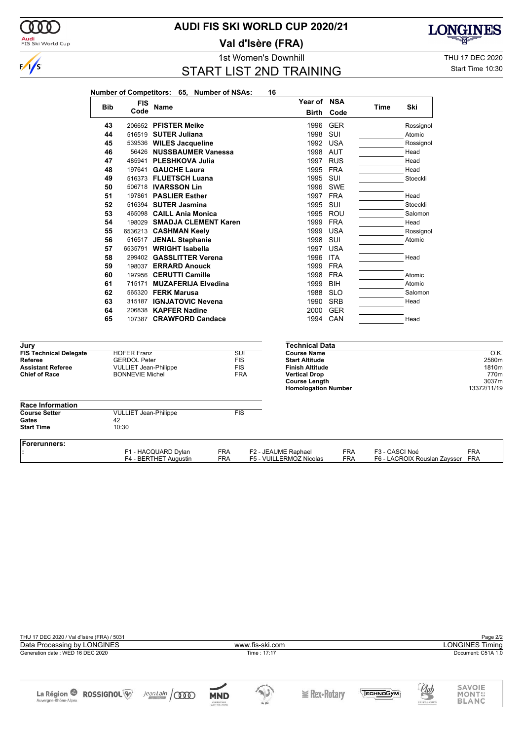# AUDI FIS SKI WORLD CUP 2020/21

## Val d'Isère (FRA)

1st Women's Downhill

THU 17 DEC 2020

## START LIST 2ND TRAINING

Start Time 10:30

**Number of Competitors: 65, Number of NSAs: 16**

| Bib | FIS Code | Name | Year of Birth | NSA Code | Time | Ski |
|---|---|---|---|---|---|---|
| 43 | 206652 | PFISTER Meike | 1996 | GER | | Rossignol |
| 44 | 516519 | SUTER Juliana | 1998 | SUI | | Atomic |
| 45 | 539536 | WILES Jacqueline | 1992 | USA | | Rossignol |
| 46 | 56426 | NUSSBAUMER Vanessa | 1998 | AUT | | Head |
| 47 | 485941 | PLESHKOVA Julia | 1997 | RUS | | Head |
| 48 | 197641 | GAUCHE Laura | 1995 | FRA | | Head |
| 49 | 516373 | FLUETSCH Luana | 1995 | SUI | | Stoeckli |
| 50 | 506718 | IVARSSON Lin | 1996 | SWE | | |
| 51 | 197861 | PASLIER Esther | 1997 | FRA | | Head |
| 52 | 516394 | SUTER Jasmina | 1995 | SUI | | Stoeckli |
| 53 | 465098 | CAILL Ania Monica | 1995 | ROU | | Salomon |
| 54 | 198029 | SMADJA CLEMENT Karen | 1999 | FRA | | Head |
| 55 | 6536213 | CASHMAN Keely | 1999 | USA | | Rossignol |
| 56 | 516517 | JENAL Stephanie | 1998 | SUI | | Atomic |
| 57 | 6535791 | WRIGHT Isabella | 1997 | USA | | |
| 58 | 299402 | GASSLITTER Verena | 1996 | ITA | | Head |
| 59 | 198037 | ERRARD Anouck | 1999 | FRA | | |
| 60 | 197956 | CERUTTI Camille | 1998 | FRA | | Atomic |
| 61 | 715171 | MUZAFERIJA Elvedina | 1999 | BIH | | Atomic |
| 62 | 565320 | FERK Marusa | 1988 | SLO | | Salomon |
| 63 | 315187 | IGNJATOVIC Nevena | 1990 | SRB | | Head |
| 64 | 206838 | KAPFER Nadine | 2000 | GER | | |
| 65 | 107387 | CRAWFORD Candace | 1994 | CAN | | Head |

| Jury | | |
|---|---|---|
| FIS Technical Delegate | HOFER Franz | SUI |
| Referee | GERDOL Peter | FIS |
| Assistant Referee | VULLIET Jean-Philippe | FIS |
| Chief of Race | BONNEVIE Michel | FRA |

| Technical Data | |
|---|---|
| Course Name | O.K. |
| Start Altitude | 2580m |
| Finish Altitude | 1810m |
| Vertical Drop | 770m |
| Course Length | 3037m |
| Homologation Number | 13372/11/19 |

| Race Information | | |
|---|---|---|
| Course Setter | VULLIET Jean-Philippe | FIS |
| Gates | 42 | |
| Start Time | 10:30 | |

**Forerunners:**

| | | | | | |
|---|---|---|---|---|---|
| F1 - HACQUARD Dylan | FRA | F2 - JEAUME Raphael | FRA | F3 - CASCI Noé | FRA |
| F4 - BERTHET Augustin | FRA | F5 - VUILLERMOZ Nicolas | FRA | F6 - LACROIX Rouslan Zaysser | FRA |

THU 17 DEC 2020 / Val d'Isère (FRA) / 5031

Data Processing by LONGINES — www.fis-ski.com — LONGINES Timing

Generation date : WED 16 DEC 2020 — Time : 17:17 — Document: C51A 1.0